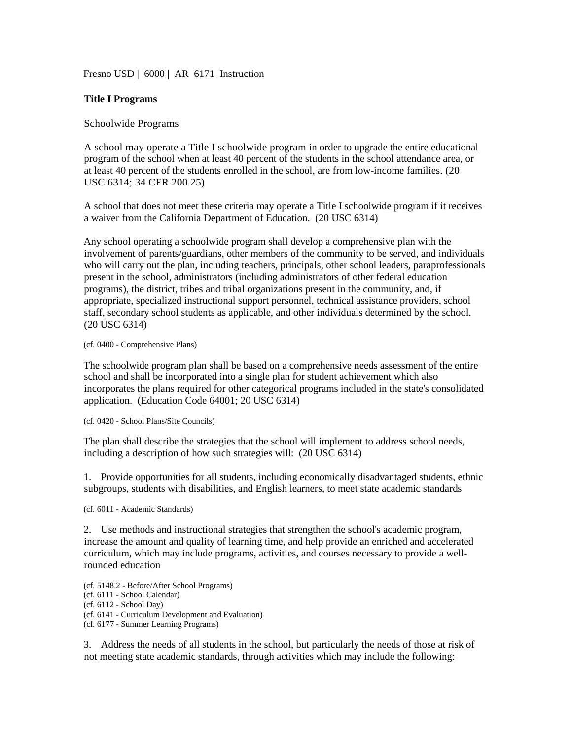Fresno USD | 6000 | AR 6171 Instruction

## Title I Programs

### Schoolwide Programs

A school may operate a Title I schoolwide program in order to upgrade the entire educational program of the school when at least 40 percent of the students in the school attendance area, or at least 40 percent of the students enrolled in the school, are from low-income families. (20 USC 6314; 34 CFR 200.25)

A school that does not meet these criteria may operate a Title I schoolwide program if it receives a waiver from the California Department of Education. (20 USC 6314)

Any school operating a schoolwide program shall develop a comprehensive plan with the involvement of parents/guardians, other members of the community to be served, and individuals who will carry out the plan, including teachers, principals, other school leaders, paraprofessionals present in the school, administrators (including administrators of other federal education programs), the district, tribes and tribal organizations present in the community, and, if appropriate, specialized instructional support personnel, technical assistance providers, school staff, secondary school students as applicable, and other individuals determined by the school. (20 USC 6314)

(cf. 0400 - Comprehensive Plans)

The schoolwide program plan shall be based on a comprehensive needs assessment of the entire school and shall be incorporated into a single plan for student achievement which also incorporates the plans required for other categorical programs included in the state's consolidated application. (Education Code 64001; 20 USC 6314)

(cf. 0420 - School Plans/Site Councils)

The plan shall describe the strategies that the school will implement to address school needs, including a description of how such strategies will: (20 USC 6314)

1. Provide opportunities for all students, including economically disadvantaged students, ethnic subgroups, students with disabilities, and English learners, to meet state academic standards

(cf. 6011 - Academic Standards)

2. Use methods and instructional strategies that strengthen the school's academic program, increase the amount and quality of learning time, and help provide an enriched and accelerated curriculum, which may include programs, activities, and courses necessary to provide a well-rounded education

(cf. 5148.2 - Before/After School Programs)
(cf. 6111 - School Calendar)
(cf. 6112 - School Day)
(cf. 6141 - Curriculum Development and Evaluation)
(cf. 6177 - Summer Learning Programs)

3. Address the needs of all students in the school, but particularly the needs of those at risk of not meeting state academic standards, through activities which may include the following: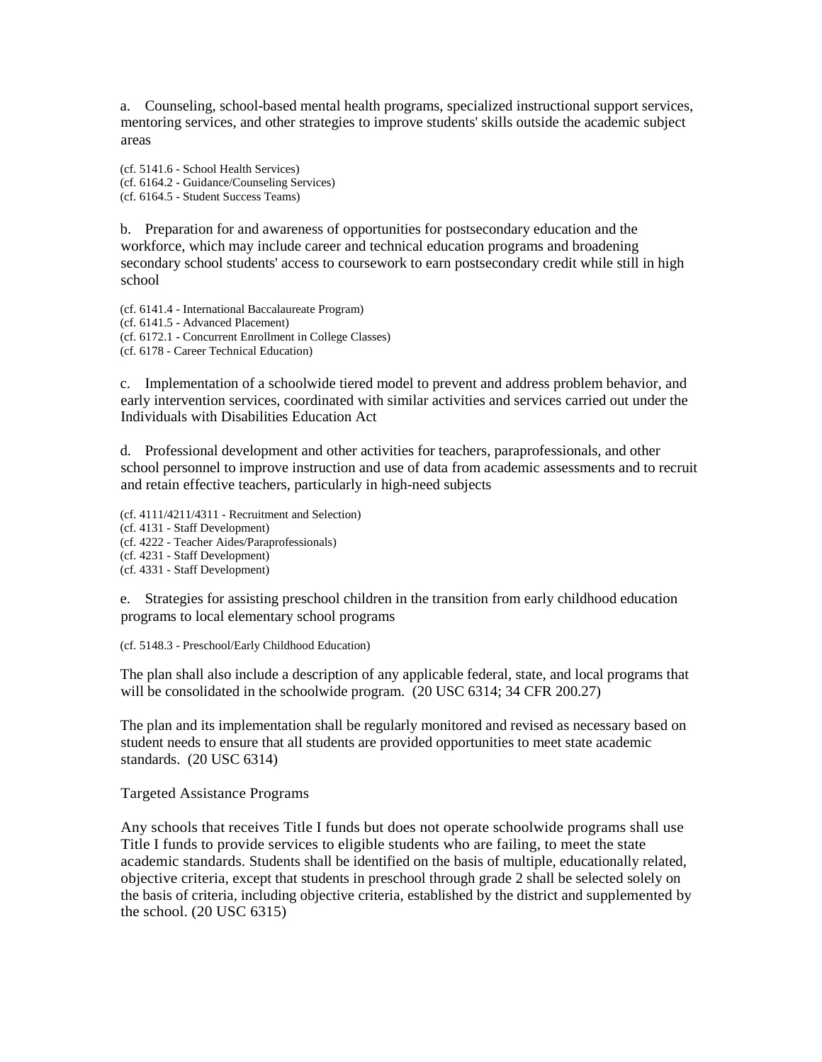a. Counseling, school-based mental health programs, specialized instructional support services, mentoring services, and other strategies to improve students' skills outside the academic subject areas

(cf. 5141.6 - School Health Services)
(cf. 6164.2 - Guidance/Counseling Services)
(cf. 6164.5 - Student Success Teams)

b. Preparation for and awareness of opportunities for postsecondary education and the workforce, which may include career and technical education programs and broadening secondary school students' access to coursework to earn postsecondary credit while still in high school

(cf. 6141.4 - International Baccalaureate Program)
(cf. 6141.5 - Advanced Placement)
(cf. 6172.1 - Concurrent Enrollment in College Classes)
(cf. 6178 - Career Technical Education)

c. Implementation of a schoolwide tiered model to prevent and address problem behavior, and early intervention services, coordinated with similar activities and services carried out under the Individuals with Disabilities Education Act

d. Professional development and other activities for teachers, paraprofessionals, and other school personnel to improve instruction and use of data from academic assessments and to recruit and retain effective teachers, particularly in high-need subjects

(cf. 4111/4211/4311 - Recruitment and Selection)
(cf. 4131 - Staff Development)
(cf. 4222 - Teacher Aides/Paraprofessionals)
(cf. 4231 - Staff Development)
(cf. 4331 - Staff Development)

e. Strategies for assisting preschool children in the transition from early childhood education programs to local elementary school programs

(cf. 5148.3 - Preschool/Early Childhood Education)

The plan shall also include a description of any applicable federal, state, and local programs that will be consolidated in the schoolwide program. (20 USC 6314; 34 CFR 200.27)

The plan and its implementation shall be regularly monitored and revised as necessary based on student needs to ensure that all students are provided opportunities to meet state academic standards. (20 USC 6314)

Targeted Assistance Programs

Any schools that receives Title I funds but does not operate schoolwide programs shall use Title I funds to provide services to eligible students who are failing, to meet the state academic standards. Students shall be identified on the basis of multiple, educationally related, objective criteria, except that students in preschool through grade 2 shall be selected solely on the basis of criteria, including objective criteria, established by the district and supplemented by the school. (20 USC 6315)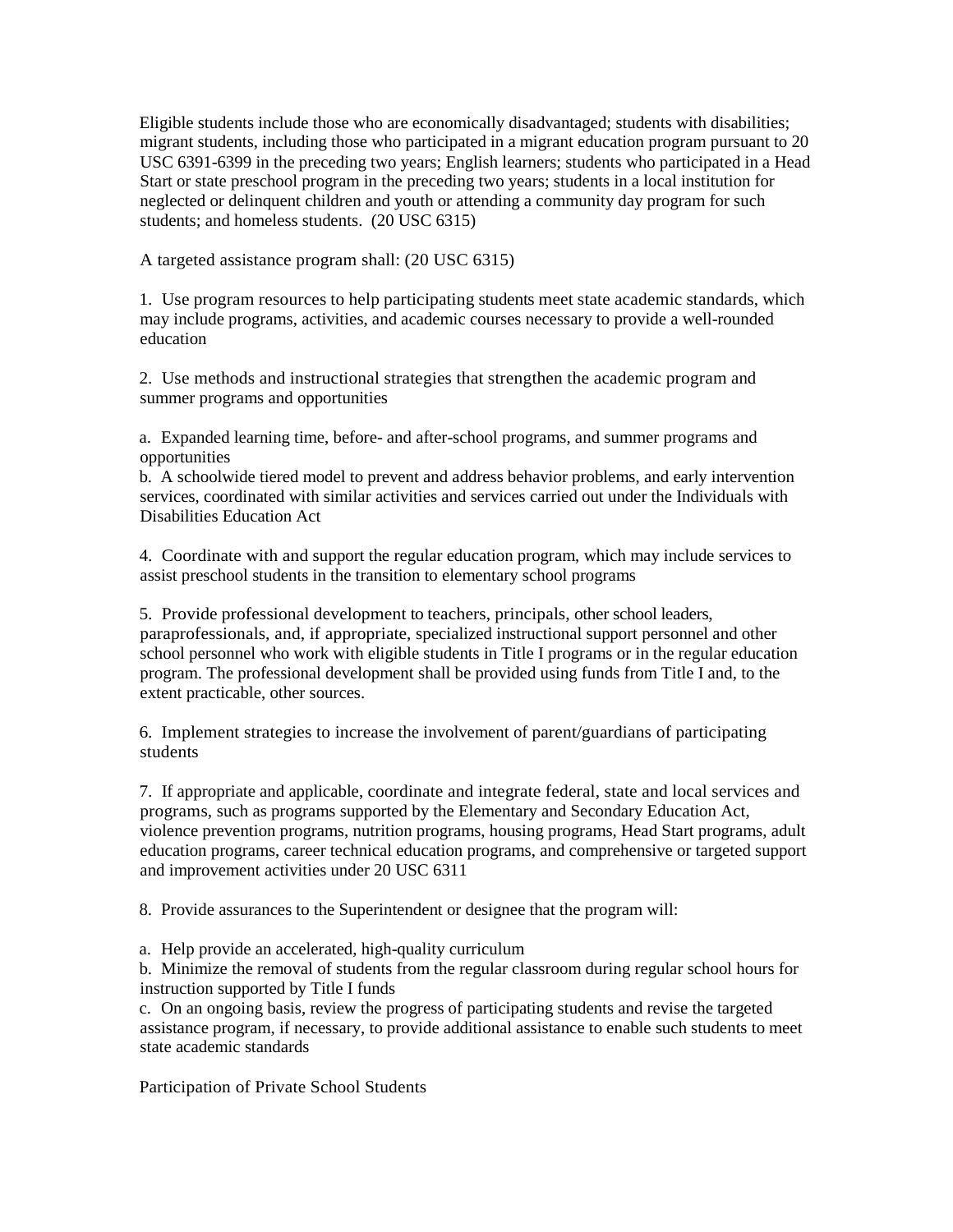Eligible students include those who are economically disadvantaged; students with disabilities; migrant students, including those who participated in a migrant education program pursuant to 20 USC 6391-6399 in the preceding two years; English learners; students who participated in a Head Start or state preschool program in the preceding two years; students in a local institution for neglected or delinquent children and youth or attending a community day program for such students; and homeless students. (20 USC 6315)

A targeted assistance program shall: (20 USC 6315)

1. Use program resources to help participating students meet state academic standards, which may include programs, activities, and academic courses necessary to provide a well-rounded education

2. Use methods and instructional strategies that strengthen the academic program and summer programs and opportunities

a. Expanded learning time, before- and after-school programs, and summer programs and opportunities
b. A schoolwide tiered model to prevent and address behavior problems, and early intervention services, coordinated with similar activities and services carried out under the Individuals with Disabilities Education Act

4. Coordinate with and support the regular education program, which may include services to assist preschool students in the transition to elementary school programs

5. Provide professional development to teachers, principals, other school leaders, paraprofessionals, and, if appropriate, specialized instructional support personnel and other school personnel who work with eligible students in Title I programs or in the regular education program. The professional development shall be provided using funds from Title I and, to the extent practicable, other sources.

6. Implement strategies to increase the involvement of parent/guardians of participating students

7. If appropriate and applicable, coordinate and integrate federal, state and local services and programs, such as programs supported by the Elementary and Secondary Education Act, violence prevention programs, nutrition programs, housing programs, Head Start programs, adult education programs, career technical education programs, and comprehensive or targeted support and improvement activities under 20 USC 6311

8. Provide assurances to the Superintendent or designee that the program will:

a. Help provide an accelerated, high-quality curriculum
b. Minimize the removal of students from the regular classroom during regular school hours for instruction supported by Title I funds
c. On an ongoing basis, review the progress of participating students and revise the targeted assistance program, if necessary, to provide additional assistance to enable such students to meet state academic standards

Participation of Private School Students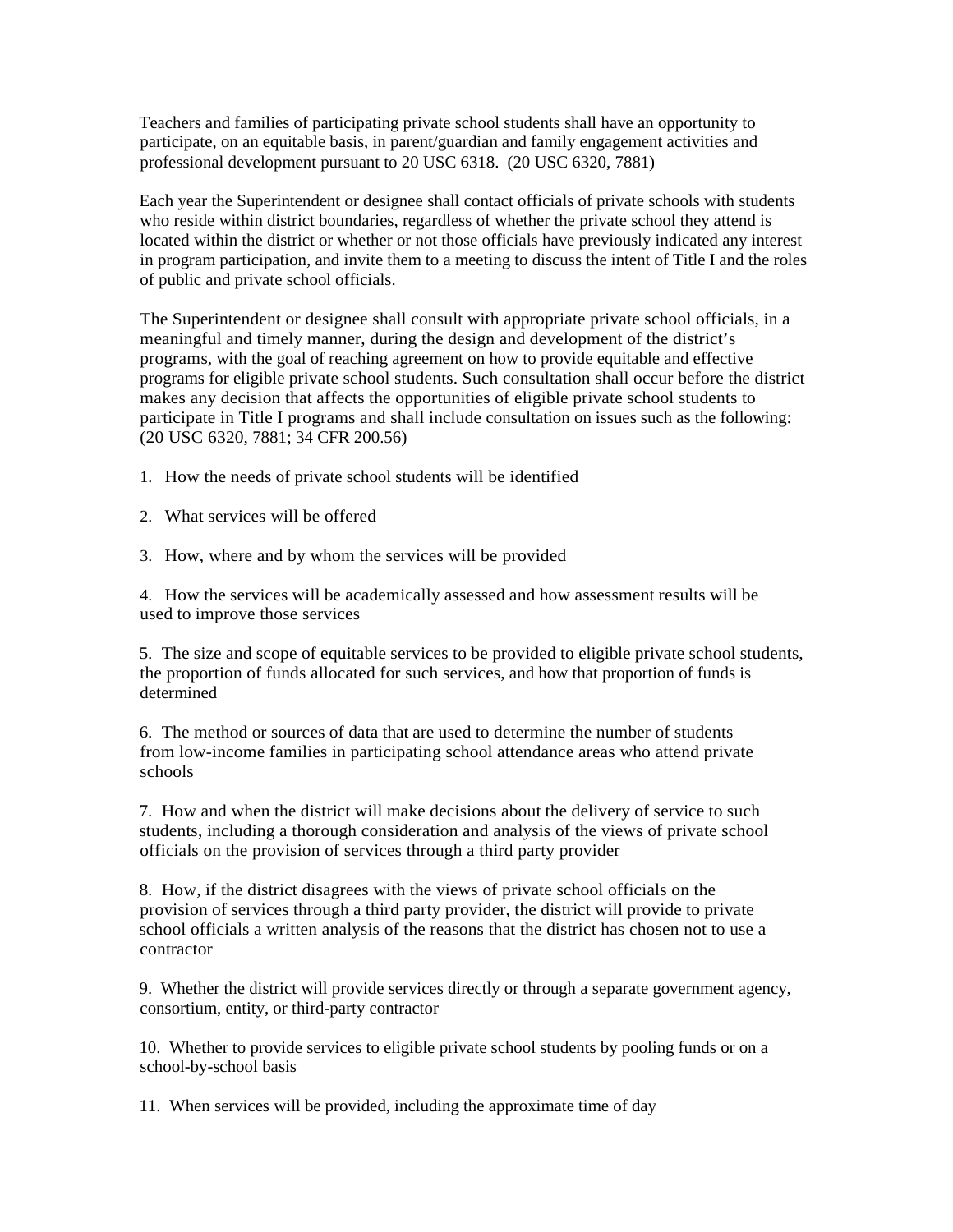Teachers and families of participating private school students shall have an opportunity to participate, on an equitable basis, in parent/guardian and family engagement activities and professional development pursuant to 20 USC 6318. (20 USC 6320, 7881)

Each year the Superintendent or designee shall contact officials of private schools with students who reside within district boundaries, regardless of whether the private school they attend is located within the district or whether or not those officials have previously indicated any interest in program participation, and invite them to a meeting to discuss the intent of Title I and the roles of public and private school officials.

The Superintendent or designee shall consult with appropriate private school officials, in a meaningful and timely manner, during the design and development of the district's programs, with the goal of reaching agreement on how to provide equitable and effective programs for eligible private school students. Such consultation shall occur before the district makes any decision that affects the opportunities of eligible private school students to participate in Title I programs and shall include consultation on issues such as the following: (20 USC 6320, 7881; 34 CFR 200.56)

1. How the needs of private school students will be identified

2. What services will be offered

3. How, where and by whom the services will be provided

4. How the services will be academically assessed and how assessment results will be used to improve those services

5. The size and scope of equitable services to be provided to eligible private school students, the proportion of funds allocated for such services, and how that proportion of funds is determined

6. The method or sources of data that are used to determine the number of students from low-income families in participating school attendance areas who attend private schools

7. How and when the district will make decisions about the delivery of service to such students, including a thorough consideration and analysis of the views of private school officials on the provision of services through a third party provider

8. How, if the district disagrees with the views of private school officials on the provision of services through a third party provider, the district will provide to private school officials a written analysis of the reasons that the district has chosen not to use a contractor

9. Whether the district will provide services directly or through a separate government agency, consortium, entity, or third-party contractor

10. Whether to provide services to eligible private school students by pooling funds or on a school-by-school basis

11. When services will be provided, including the approximate time of day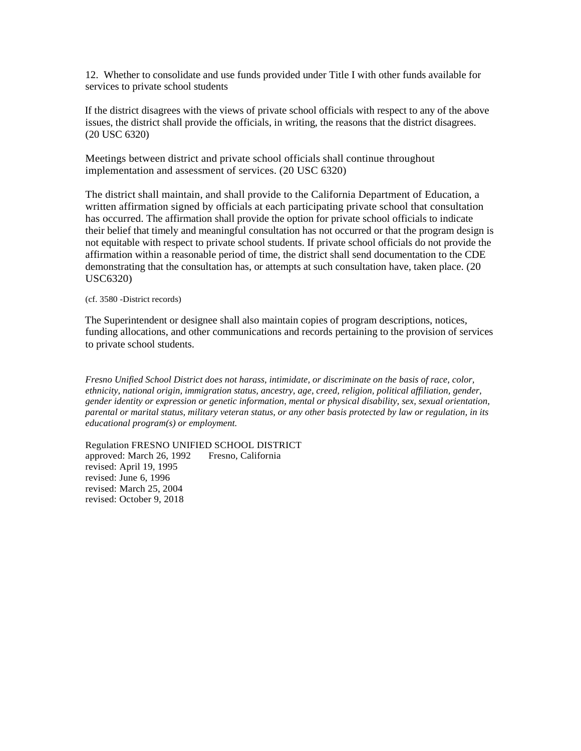12. Whether to consolidate and use funds provided under Title I with other funds available for services to private school students

If the district disagrees with the views of private school officials with respect to any of the above issues, the district shall provide the officials, in writing, the reasons that the district disagrees. (20 USC 6320)

Meetings between district and private school officials shall continue throughout implementation and assessment of services. (20 USC 6320)

The district shall maintain, and shall provide to the California Department of Education, a written affirmation signed by officials at each participating private school that consultation has occurred. The affirmation shall provide the option for private school officials to indicate their belief that timely and meaningful consultation has not occurred or that the program design is not equitable with respect to private school students. If private school officials do not provide the affirmation within a reasonable period of time, the district shall send documentation to the CDE demonstrating that the consultation has, or attempts at such consultation have, taken place. (20 USC6320)

(cf. 3580 -District records)

The Superintendent or designee shall also maintain copies of program descriptions, notices, funding allocations, and other communications and records pertaining to the provision of services to private school students.

*Fresno Unified School District does not harass, intimidate, or discriminate on the basis of race, color, ethnicity, national origin, immigration status, ancestry, age, creed, religion, political affiliation, gender, gender identity or expression or genetic information, mental or physical disability, sex, sexual orientation, parental or marital status, military veteran status, or any other basis protected by law or regulation, in its educational program(s) or employment.*

Regulation FRESNO UNIFIED SCHOOL DISTRICT
approved: March 26, 1992 Fresno, California
revised: April 19, 1995
revised: June 6, 1996
revised: March 25, 2004
revised: October 9, 2018